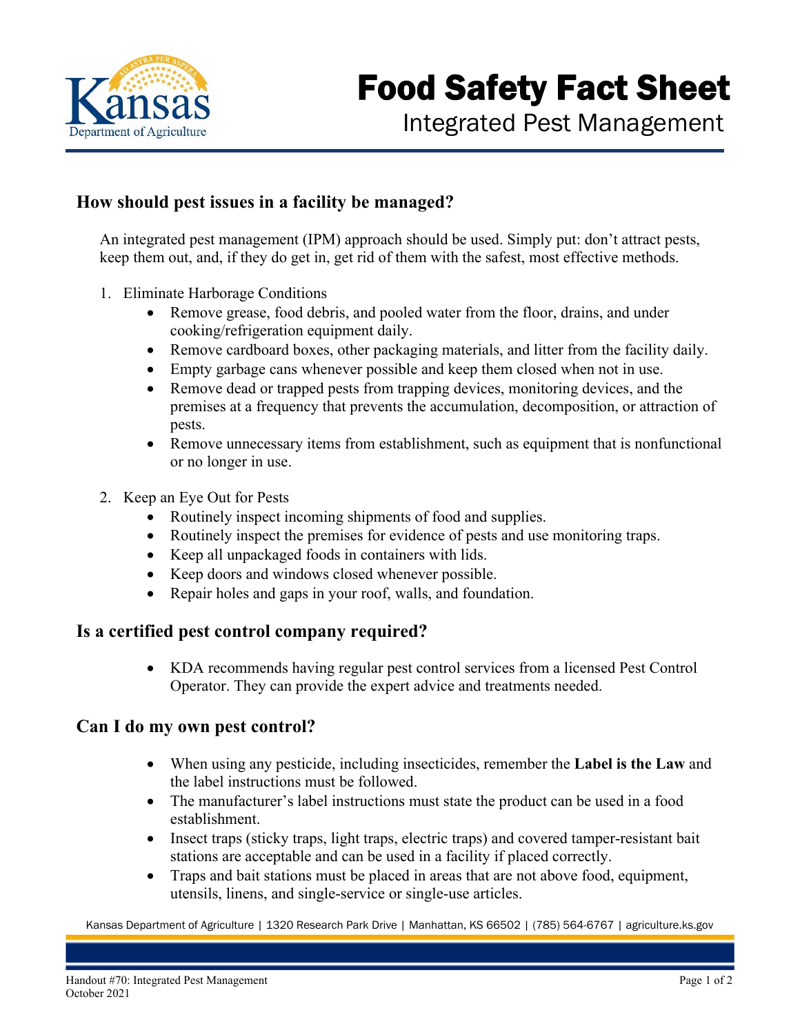# Food Safety Fact Sheet

## Integrated Pest Management

### How should pest issues in a facility be managed?

An integrated pest management (IPM) approach should be used. Simply put: don't attract pests, keep them out, and, if they do get in, get rid of them with the safest, most effective methods.

1. Eliminate Harborage Conditions
   - Remove grease, food debris, and pooled water from the floor, drains, and under cooking/refrigeration equipment daily.
   - Remove cardboard boxes, other packaging materials, and litter from the facility daily.
   - Empty garbage cans whenever possible and keep them closed when not in use.
   - Remove dead or trapped pests from trapping devices, monitoring devices, and the premises at a frequency that prevents the accumulation, decomposition, or attraction of pests.
   - Remove unnecessary items from establishment, such as equipment that is nonfunctional or no longer in use.

2. Keep an Eye Out for Pests
   - Routinely inspect incoming shipments of food and supplies.
   - Routinely inspect the premises for evidence of pests and use monitoring traps.
   - Keep all unpackaged foods in containers with lids.
   - Keep doors and windows closed whenever possible.
   - Repair holes and gaps in your roof, walls, and foundation.

### Is a certified pest control company required?

- KDA recommends having regular pest control services from a licensed Pest Control Operator. They can provide the expert advice and treatments needed.

### Can I do my own pest control?

- When using any pesticide, including insecticides, remember the **Label is the Law** and the label instructions must be followed.
- The manufacturer's label instructions must state the product can be used in a food establishment.
- Insect traps (sticky traps, light traps, electric traps) and covered tamper-resistant bait stations are acceptable and can be used in a facility if placed correctly.
- Traps and bait stations must be placed in areas that are not above food, equipment, utensils, linens, and single-service or single-use articles.

Kansas Department of Agriculture | 1320 Research Park Drive | Manhattan, KS 66502 | (785) 564-6767 | agriculture.ks.gov

Handout #70: Integrated Pest Management
October 2021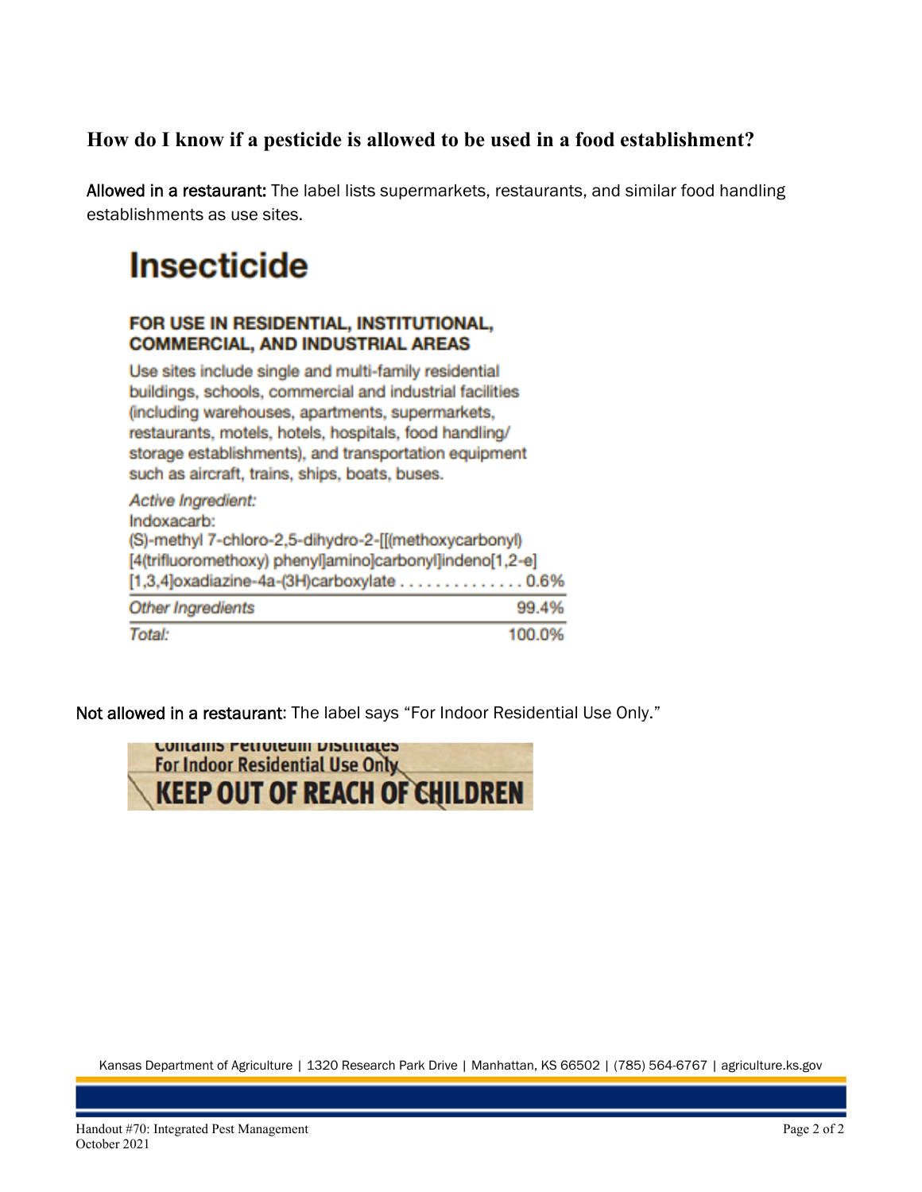## How do I know if a pesticide is allowed to be used in a food establishment?

**Allowed in a restaurant:** The label lists supermarkets, restaurants, and similar food handling establishments as use sites.

# Insecticide

### FOR USE IN RESIDENTIAL, INSTITUTIONAL, COMMERCIAL, AND INDUSTRIAL AREAS

Use sites include single and multi-family residential buildings, schools, commercial and industrial facilities (including warehouses, apartments, supermarkets, restaurants, motels, hotels, hospitals, food handling/ storage establishments), and transportation equipment such as aircraft, trains, ships, boats, buses.

*Active Ingredient:*
Indoxacarb:
(S)-methyl 7-chloro-2,5-dihydro-2-[[(methoxycarbonyl) [4(trifluoromethoxy) phenyl]amino]carbonyl]indeno[1,2-e] [1,3,4]oxadiazine-4a-(3H)carboxylate .............. 0.6%

| | |
|---|---|
| *Other Ingredients* | 99.4% |
| *Total:* | 100.0% |

**Not allowed in a restaurant:** The label says "For Indoor Residential Use Only."

Contains Petroleum Distillates
For Indoor Residential Use Only
**KEEP OUT OF REACH OF CHILDREN**

Kansas Department of Agriculture | 1320 Research Park Drive | Manhattan, KS 66502 | (785) 564-6767 | agriculture.ks.gov

Handout #70: Integrated Pest Management
October 2021